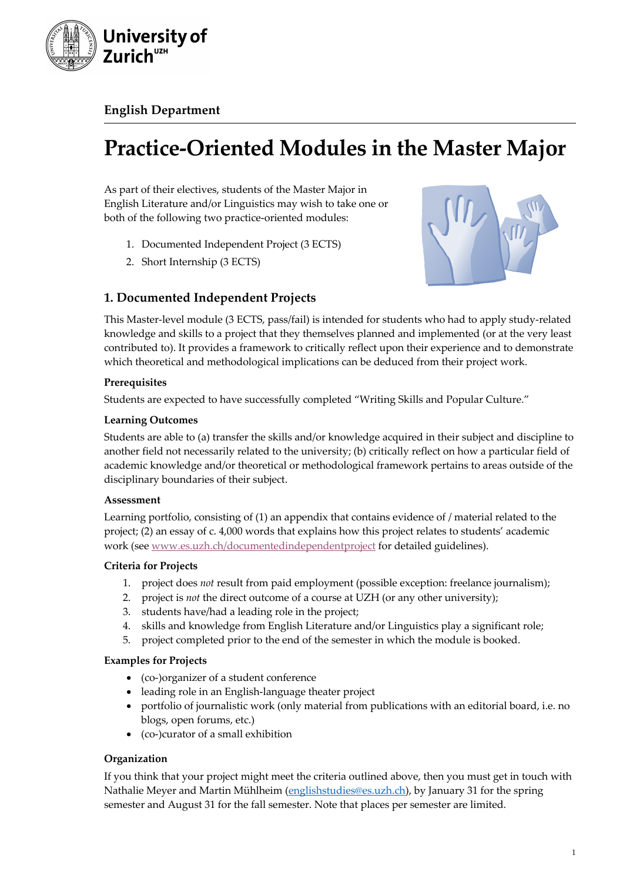University of Zurich[UZH]

## English Department

# Practice-Oriented Modules in the Master Major

As part of their electives, students of the Master Major in English Literature and/or Linguistics may wish to take one or both of the following two practice-oriented modules:

1. Documented Independent Project (3 ECTS)
2. Short Internship (3 ECTS)

## 1. Documented Independent Projects

This Master-level module (3 ECTS, pass/fail) is intended for students who had to apply study-related knowledge and skills to a project that they themselves planned and implemented (or at the very least contributed to). It provides a framework to critically reflect upon their experience and to demonstrate which theoretical and methodological implications can be deduced from their project work.

### Prerequisites

Students are expected to have successfully completed "Writing Skills and Popular Culture."

### Learning Outcomes

Students are able to (a) transfer the skills and/or knowledge acquired in their subject and discipline to another field not necessarily related to the university; (b) critically reflect on how a particular field of academic knowledge and/or theoretical or methodological framework pertains to areas outside of the disciplinary boundaries of their subject.

### Assessment

Learning portfolio, consisting of (1) an appendix that contains evidence of / material related to the project; (2) an essay of c. 4,000 words that explains how this project relates to students' academic work (see www.es.uzh.ch/documentedindependentproject for detailed guidelines).

### Criteria for Projects

1. project does *not* result from paid employment (possible exception: freelance journalism);
2. project is *not* the direct outcome of a course at UZH (or any other university);
3. students have/had a leading role in the project;
4. skills and knowledge from English Literature and/or Linguistics play a significant role;
5. project completed prior to the end of the semester in which the module is booked.

### Examples for Projects

- (co-)organizer of a student conference
- leading role in an English-language theater project
- portfolio of journalistic work (only material from publications with an editorial board, i.e. no blogs, open forums, etc.)
- (co-)curator of a small exhibition

### Organization

If you think that your project might meet the criteria outlined above, then you must get in touch with Nathalie Meyer and Martin Mühlheim (englishstudies@es.uzh.ch), by January 31 for the spring semester and August 31 for the fall semester. Note that places per semester are limited.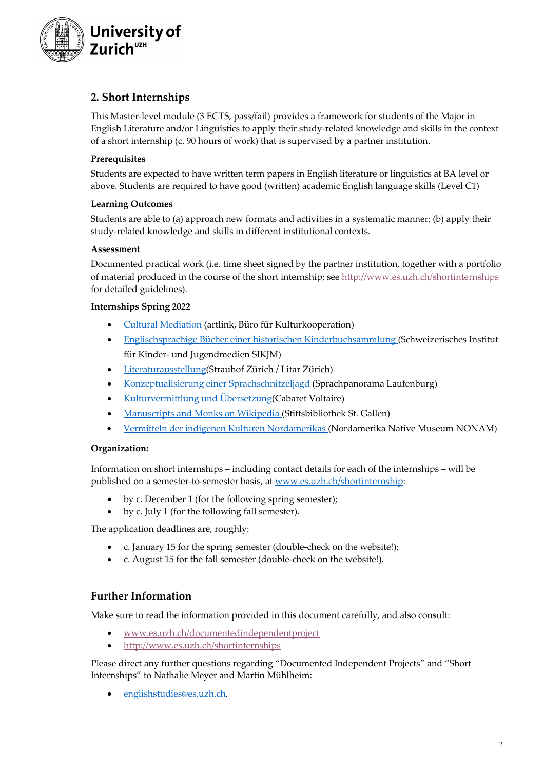## 2. Short Internships

This Master-level module (3 ECTS, pass/fail) provides a framework for students of the Major in English Literature and/or Linguistics to apply their study-related knowledge and skills in the context of a short internship (c. 90 hours of work) that is supervised by a partner institution.

### Prerequisites

Students are expected to have written term papers in English literature or linguistics at BA level or above. Students are required to have good (written) academic English language skills (Level C1)

### Learning Outcomes

Students are able to (a) approach new formats and activities in a systematic manner; (b) apply their study-related knowledge and skills in different institutional contexts.

### Assessment

Documented practical work (i.e. time sheet signed by the partner institution, together with a portfolio of material produced in the course of the short internship; see http://www.es.uzh.ch/shortinternships for detailed guidelines).

### Internships Spring 2022

- Cultural Mediation (artlink, Büro für Kulturkooperation)
- Englischsprachige Bücher einer historischen Kinderbuchsammlung (Schweizerisches Institut für Kinder- und Jugendmedien SIKJM)
- Literaturausstellung(Strauhof Zürich / Litar Zürich)
- Konzeptualisierung einer Sprachschnitzeljagd (Sprachpanorama Laufenburg)
- Kulturvermittlung und Übersetzung(Cabaret Voltaire)
- Manuscripts and Monks on Wikipedia (Stiftsbibliothek St. Gallen)
- Vermitteln der indigenen Kulturen Nordamerikas (Nordamerika Native Museum NONAM)

### Organization:

Information on short internships – including contact details for each of the internships – will be published on a semester-to-semester basis, at www.es.uzh.ch/shortinternship:

- by c. December 1 (for the following spring semester);
- by c. July 1 (for the following fall semester).

The application deadlines are, roughly:

- c. January 15 for the spring semester (double-check on the website!);
- c. August 15 for the fall semester (double-check on the website!).

## Further Information

Make sure to read the information provided in this document carefully, and also consult:

- www.es.uzh.ch/documentedindependentproject
- http://www.es.uzh.ch/shortinternships

Please direct any further questions regarding "Documented Independent Projects" and "Short Internships" to Nathalie Meyer and Martin Mühlheim:

- englishstudies@es.uzh.ch.